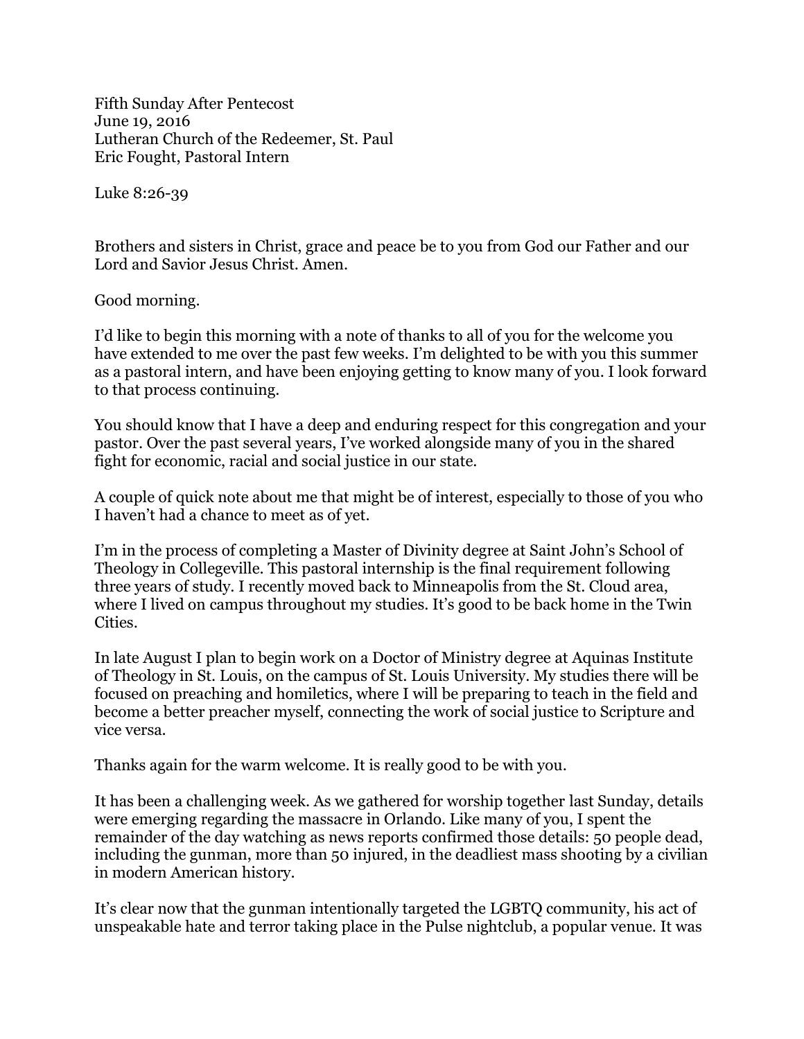Fifth Sunday After Pentecost
June 19, 2016
Lutheran Church of the Redeemer, St. Paul
Eric Fought, Pastoral Intern

Luke 8:26-39

Brothers and sisters in Christ, grace and peace be to you from God our Father and our Lord and Savior Jesus Christ. Amen.

Good morning.

I'd like to begin this morning with a note of thanks to all of you for the welcome you have extended to me over the past few weeks. I'm delighted to be with you this summer as a pastoral intern, and have been enjoying getting to know many of you. I look forward to that process continuing.

You should know that I have a deep and enduring respect for this congregation and your pastor. Over the past several years, I've worked alongside many of you in the shared fight for economic, racial and social justice in our state.

A couple of quick note about me that might be of interest, especially to those of you who I haven't had a chance to meet as of yet.

I'm in the process of completing a Master of Divinity degree at Saint John's School of Theology in Collegeville. This pastoral internship is the final requirement following three years of study. I recently moved back to Minneapolis from the St. Cloud area, where I lived on campus throughout my studies. It's good to be back home in the Twin Cities.

In late August I plan to begin work on a Doctor of Ministry degree at Aquinas Institute of Theology in St. Louis, on the campus of St. Louis University. My studies there will be focused on preaching and homiletics, where I will be preparing to teach in the field and become a better preacher myself, connecting the work of social justice to Scripture and vice versa.

Thanks again for the warm welcome. It is really good to be with you.

It has been a challenging week. As we gathered for worship together last Sunday, details were emerging regarding the massacre in Orlando. Like many of you, I spent the remainder of the day watching as news reports confirmed those details: 50 people dead, including the gunman, more than 50 injured, in the deadliest mass shooting by a civilian in modern American history.

It's clear now that the gunman intentionally targeted the LGBTQ community, his act of unspeakable hate and terror taking place in the Pulse nightclub, a popular venue. It was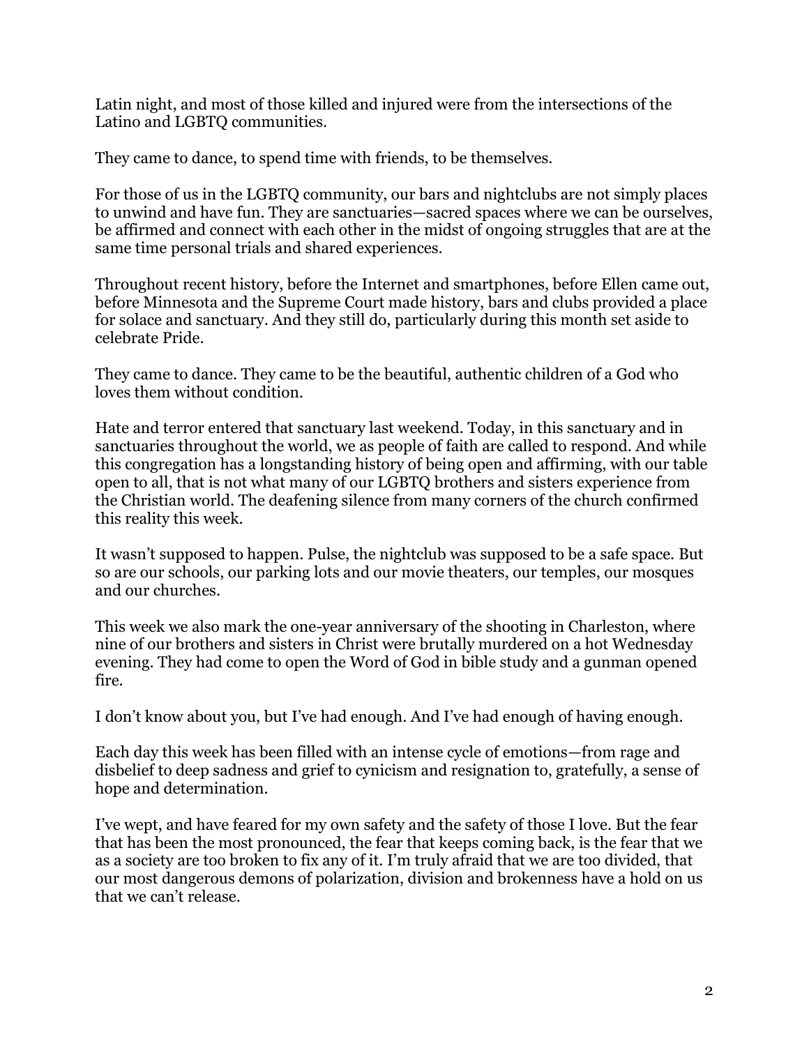Latin night, and most of those killed and injured were from the intersections of the Latino and LGBTQ communities.

They came to dance, to spend time with friends, to be themselves.

For those of us in the LGBTQ community, our bars and nightclubs are not simply places to unwind and have fun. They are sanctuaries—sacred spaces where we can be ourselves, be affirmed and connect with each other in the midst of ongoing struggles that are at the same time personal trials and shared experiences.

Throughout recent history, before the Internet and smartphones, before Ellen came out, before Minnesota and the Supreme Court made history, bars and clubs provided a place for solace and sanctuary. And they still do, particularly during this month set aside to celebrate Pride.

They came to dance. They came to be the beautiful, authentic children of a God who loves them without condition.

Hate and terror entered that sanctuary last weekend. Today, in this sanctuary and in sanctuaries throughout the world, we as people of faith are called to respond. And while this congregation has a longstanding history of being open and affirming, with our table open to all, that is not what many of our LGBTQ brothers and sisters experience from the Christian world. The deafening silence from many corners of the church confirmed this reality this week.

It wasn't supposed to happen. Pulse, the nightclub was supposed to be a safe space. But so are our schools, our parking lots and our movie theaters, our temples, our mosques and our churches.

This week we also mark the one-year anniversary of the shooting in Charleston, where nine of our brothers and sisters in Christ were brutally murdered on a hot Wednesday evening. They had come to open the Word of God in bible study and a gunman opened fire.

I don't know about you, but I've had enough. And I've had enough of having enough.

Each day this week has been filled with an intense cycle of emotions—from rage and disbelief to deep sadness and grief to cynicism and resignation to, gratefully, a sense of hope and determination.

I've wept, and have feared for my own safety and the safety of those I love. But the fear that has been the most pronounced, the fear that keeps coming back, is the fear that we as a society are too broken to fix any of it. I'm truly afraid that we are too divided, that our most dangerous demons of polarization, division and brokenness have a hold on us that we can't release.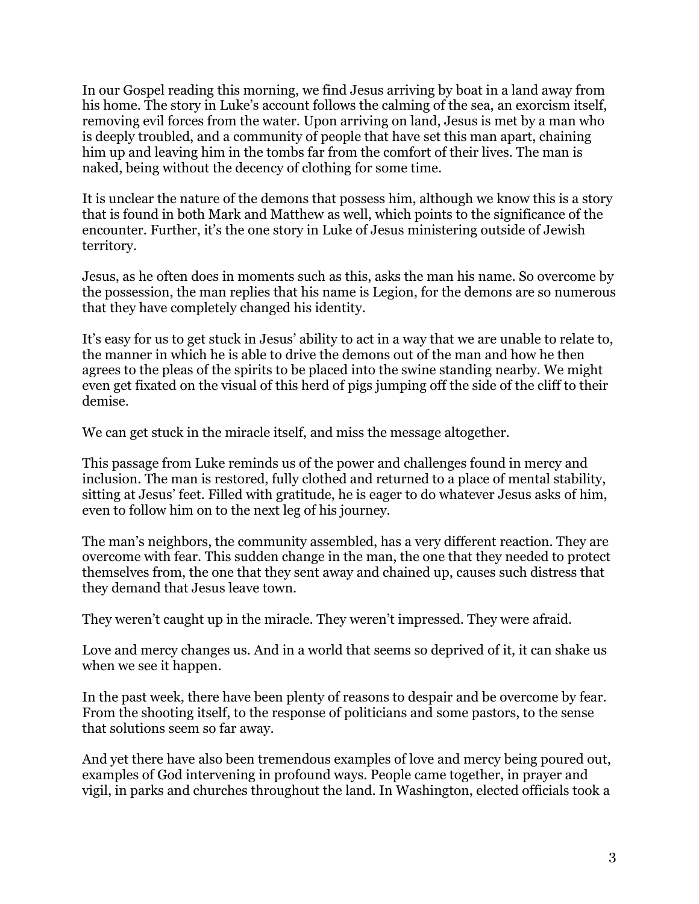In our Gospel reading this morning, we find Jesus arriving by boat in a land away from his home. The story in Luke's account follows the calming of the sea, an exorcism itself, removing evil forces from the water. Upon arriving on land, Jesus is met by a man who is deeply troubled, and a community of people that have set this man apart, chaining him up and leaving him in the tombs far from the comfort of their lives. The man is naked, being without the decency of clothing for some time.

It is unclear the nature of the demons that possess him, although we know this is a story that is found in both Mark and Matthew as well, which points to the significance of the encounter. Further, it's the one story in Luke of Jesus ministering outside of Jewish territory.

Jesus, as he often does in moments such as this, asks the man his name. So overcome by the possession, the man replies that his name is Legion, for the demons are so numerous that they have completely changed his identity.

It's easy for us to get stuck in Jesus' ability to act in a way that we are unable to relate to, the manner in which he is able to drive the demons out of the man and how he then agrees to the pleas of the spirits to be placed into the swine standing nearby. We might even get fixated on the visual of this herd of pigs jumping off the side of the cliff to their demise.

We can get stuck in the miracle itself, and miss the message altogether.

This passage from Luke reminds us of the power and challenges found in mercy and inclusion. The man is restored, fully clothed and returned to a place of mental stability, sitting at Jesus' feet. Filled with gratitude, he is eager to do whatever Jesus asks of him, even to follow him on to the next leg of his journey.

The man's neighbors, the community assembled, has a very different reaction. They are overcome with fear. This sudden change in the man, the one that they needed to protect themselves from, the one that they sent away and chained up, causes such distress that they demand that Jesus leave town.

They weren't caught up in the miracle. They weren't impressed. They were afraid.

Love and mercy changes us. And in a world that seems so deprived of it, it can shake us when we see it happen.

In the past week, there have been plenty of reasons to despair and be overcome by fear. From the shooting itself, to the response of politicians and some pastors, to the sense that solutions seem so far away.

And yet there have also been tremendous examples of love and mercy being poured out, examples of God intervening in profound ways. People came together, in prayer and vigil, in parks and churches throughout the land. In Washington, elected officials took a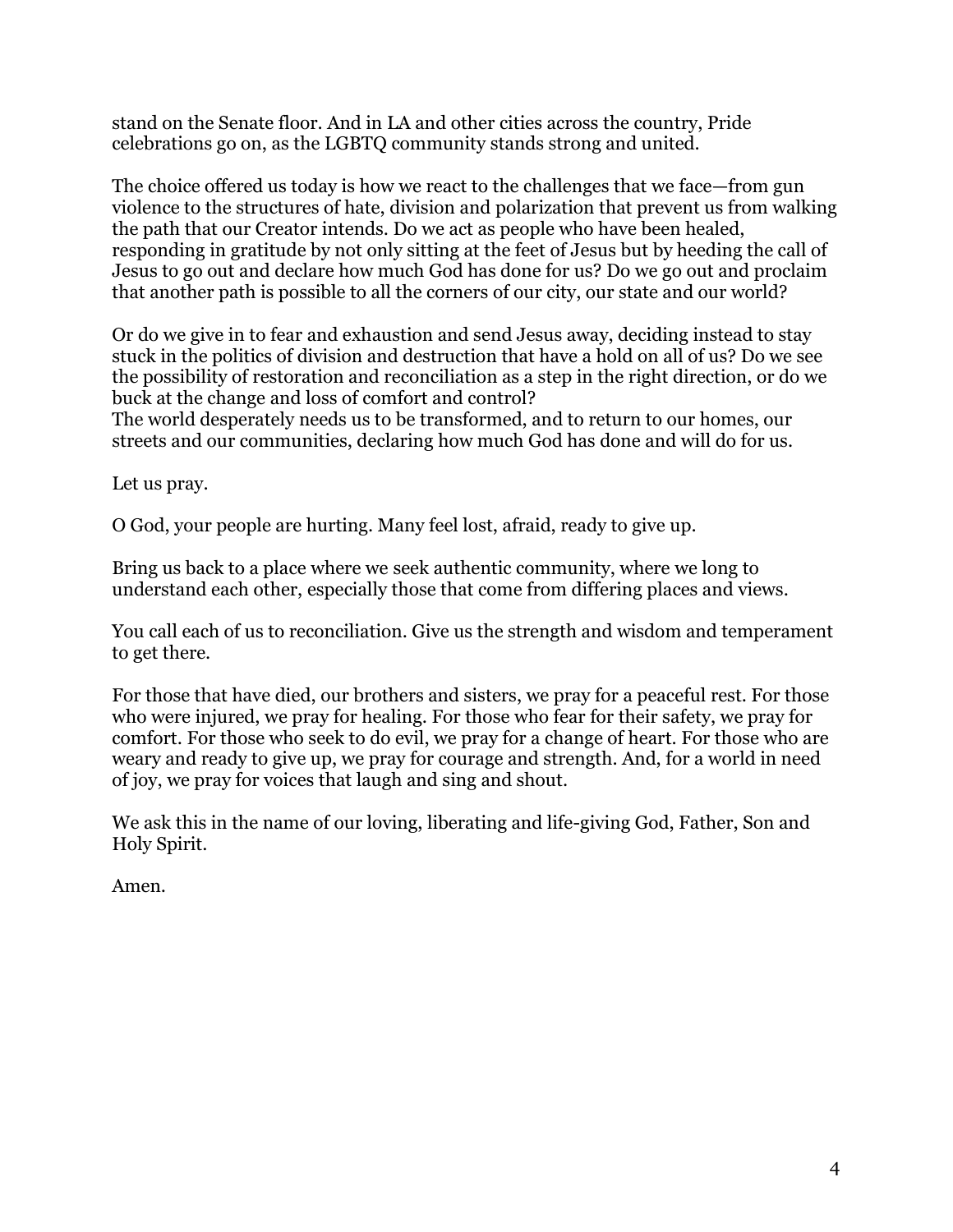stand on the Senate floor. And in LA and other cities across the country, Pride celebrations go on, as the LGBTQ community stands strong and united.

The choice offered us today is how we react to the challenges that we face—from gun violence to the structures of hate, division and polarization that prevent us from walking the path that our Creator intends. Do we act as people who have been healed, responding in gratitude by not only sitting at the feet of Jesus but by heeding the call of Jesus to go out and declare how much God has done for us? Do we go out and proclaim that another path is possible to all the corners of our city, our state and our world?

Or do we give in to fear and exhaustion and send Jesus away, deciding instead to stay stuck in the politics of division and destruction that have a hold on all of us? Do we see the possibility of restoration and reconciliation as a step in the right direction, or do we buck at the change and loss of comfort and control?
The world desperately needs us to be transformed, and to return to our homes, our streets and our communities, declaring how much God has done and will do for us.

Let us pray.

O God, your people are hurting. Many feel lost, afraid, ready to give up.

Bring us back to a place where we seek authentic community, where we long to understand each other, especially those that come from differing places and views.

You call each of us to reconciliation. Give us the strength and wisdom and temperament to get there.

For those that have died, our brothers and sisters, we pray for a peaceful rest. For those who were injured, we pray for healing. For those who fear for their safety, we pray for comfort. For those who seek to do evil, we pray for a change of heart. For those who are weary and ready to give up, we pray for courage and strength. And, for a world in need of joy, we pray for voices that laugh and sing and shout.

We ask this in the name of our loving, liberating and life-giving God, Father, Son and Holy Spirit.

Amen.